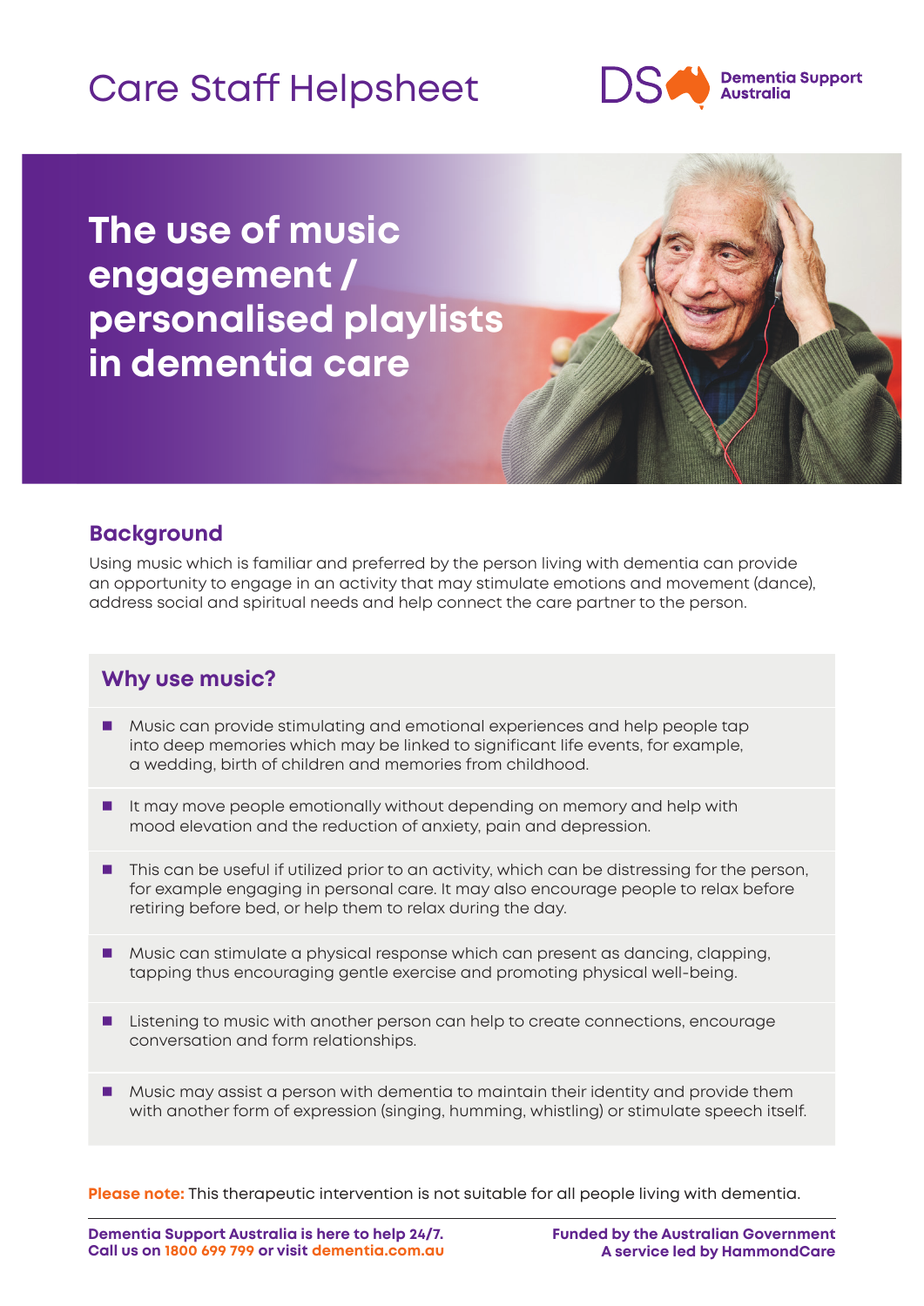Care Staff Helpsheet

Dementia Support Australia

# The use of music engagement / personalised playlists in dementia care

## Background

Using music which is familiar and preferred by the person living with dementia can provide an opportunity to engage in an activity that may stimulate emotions and movement (dance), address social and spiritual needs and help connect the care partner to the person.

## Why use music?

- Music can provide stimulating and emotional experiences and help people tap into deep memories which may be linked to significant life events, for example, a wedding, birth of children and memories from childhood.
- It may move people emotionally without depending on memory and help with mood elevation and the reduction of anxiety, pain and depression.
- This can be useful if utilized prior to an activity, which can be distressing for the person, for example engaging in personal care. It may also encourage people to relax before retiring before bed, or help them to relax during the day.
- Music can stimulate a physical response which can present as dancing, clapping, tapping thus encouraging gentle exercise and promoting physical well-being.
- Listening to music with another person can help to create connections, encourage conversation and form relationships.
- Music may assist a person with dementia to maintain their identity and provide them with another form of expression (singing, humming, whistling) or stimulate speech itself.

**Please note:** This therapeutic intervention is not suitable for all people living with dementia.

**Dementia Support Australia is here to help 24/7. Call us on 1800 699 799 or visit dementia.com.au**

**Funded by the Australian Government**
**A service led by HammondCare**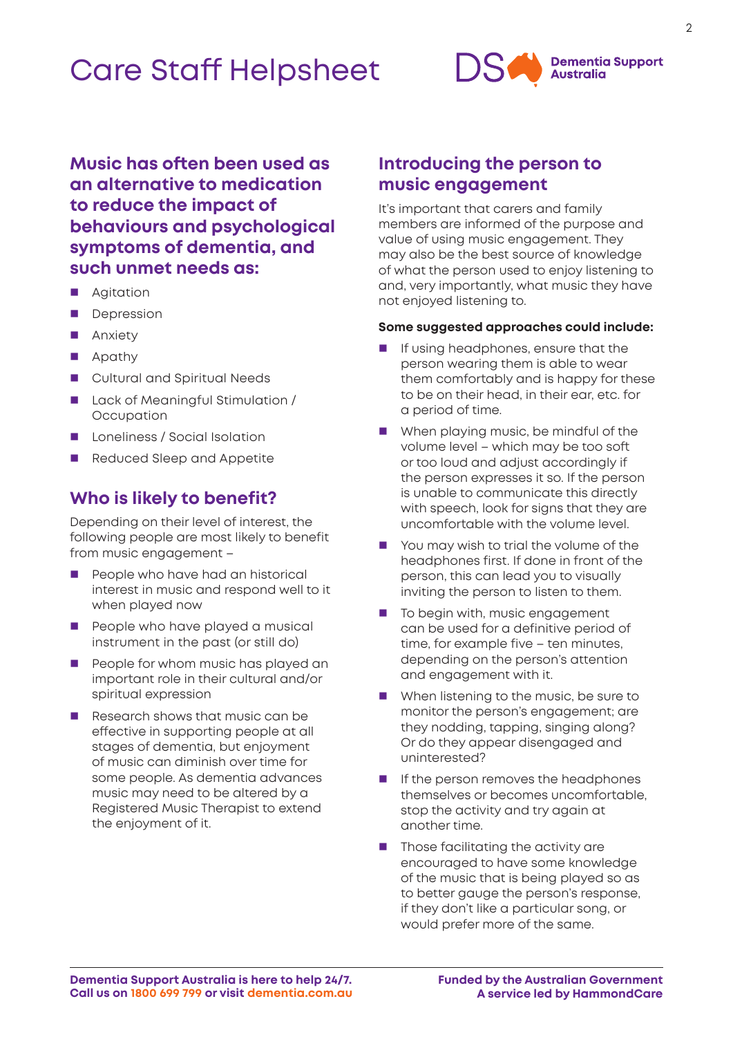## Music has often been used as an alternative to medication to reduce the impact of behaviours and psychological symptoms of dementia, and such unmet needs as:

- Agitation
- Depression
- Anxiety
- Apathy
- Cultural and Spiritual Needs
- Lack of Meaningful Stimulation / Occupation
- Loneliness / Social Isolation
- Reduced Sleep and Appetite

## Who is likely to benefit?

Depending on their level of interest, the following people are most likely to benefit from music engagement –

- People who have had an historical interest in music and respond well to it when played now
- People who have played a musical instrument in the past (or still do)
- People for whom music has played an important role in their cultural and/or spiritual expression
- Research shows that music can be effective in supporting people at all stages of dementia, but enjoyment of music can diminish over time for some people. As dementia advances music may need to be altered by a Registered Music Therapist to extend the enjoyment of it.

## Introducing the person to music engagement

It's important that carers and family members are informed of the purpose and value of using music engagement. They may also be the best source of knowledge of what the person used to enjoy listening to and, very importantly, what music they have not enjoyed listening to.

**Some suggested approaches could include:**

- If using headphones, ensure that the person wearing them is able to wear them comfortably and is happy for these to be on their head, in their ear, etc. for a period of time.
- When playing music, be mindful of the volume level – which may be too soft or too loud and adjust accordingly if the person expresses it so. If the person is unable to communicate this directly with speech, look for signs that they are uncomfortable with the volume level.
- You may wish to trial the volume of the headphones first. If done in front of the person, this can lead you to visually inviting the person to listen to them.
- To begin with, music engagement can be used for a definitive period of time, for example five – ten minutes, depending on the person's attention and engagement with it.
- When listening to the music, be sure to monitor the person's engagement; are they nodding, tapping, singing along? Or do they appear disengaged and uninterested?
- If the person removes the headphones themselves or becomes uncomfortable, stop the activity and try again at another time.
- Those facilitating the activity are encouraged to have some knowledge of the music that is being played so as to better gauge the person's response, if they don't like a particular song, or would prefer more of the same.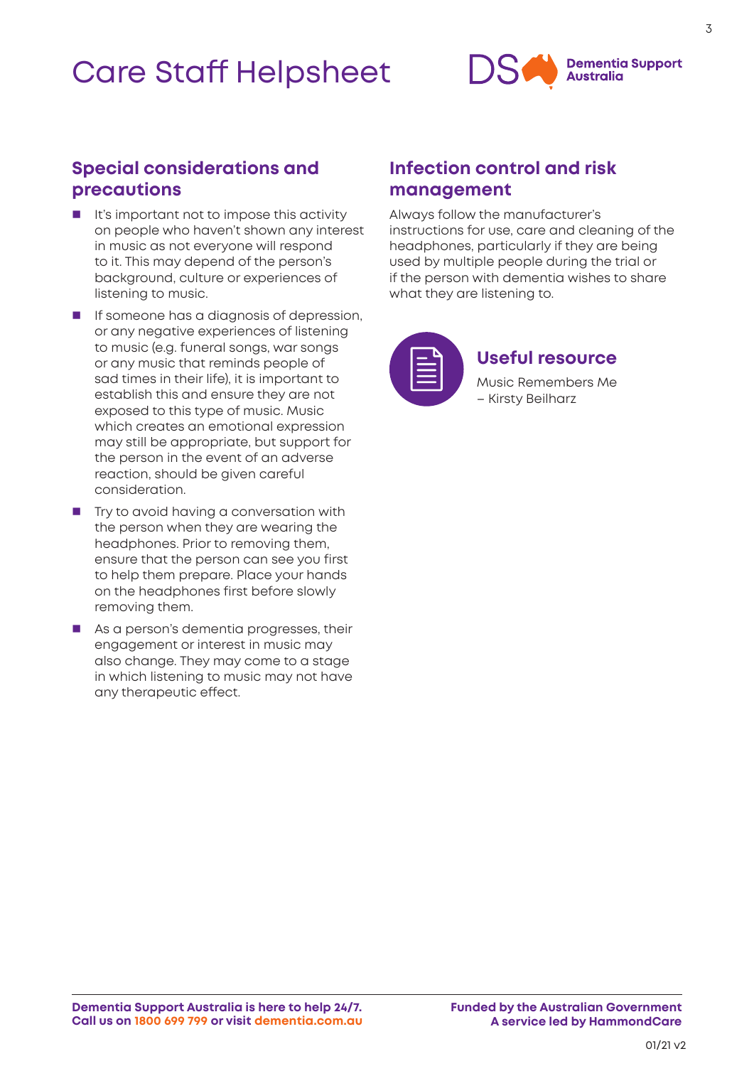## Special considerations and precautions

- It's important not to impose this activity on people who haven't shown any interest in music as not everyone will respond to it. This may depend of the person's background, culture or experiences of listening to music.
- If someone has a diagnosis of depression, or any negative experiences of listening to music (e.g. funeral songs, war songs or any music that reminds people of sad times in their life), it is important to establish this and ensure they are not exposed to this type of music. Music which creates an emotional expression may still be appropriate, but support for the person in the event of an adverse reaction, should be given careful consideration.
- Try to avoid having a conversation with the person when they are wearing the headphones. Prior to removing them, ensure that the person can see you first to help them prepare. Place your hands on the headphones first before slowly removing them.
- As a person's dementia progresses, their engagement or interest in music may also change. They may come to a stage in which listening to music may not have any therapeutic effect.

## Infection control and risk management

Always follow the manufacturer's instructions for use, care and cleaning of the headphones, particularly if they are being used by multiple people during the trial or if the person with dementia wishes to share what they are listening to.

### Useful resource

Music Remembers Me
– Kirsty Beilharz

**Dementia Support Australia is here to help 24/7.**
**Call us on 1800 699 799 or visit dementia.com.au**

**Funded by the Australian Government**
**A service led by HammondCare**

01/21 v2